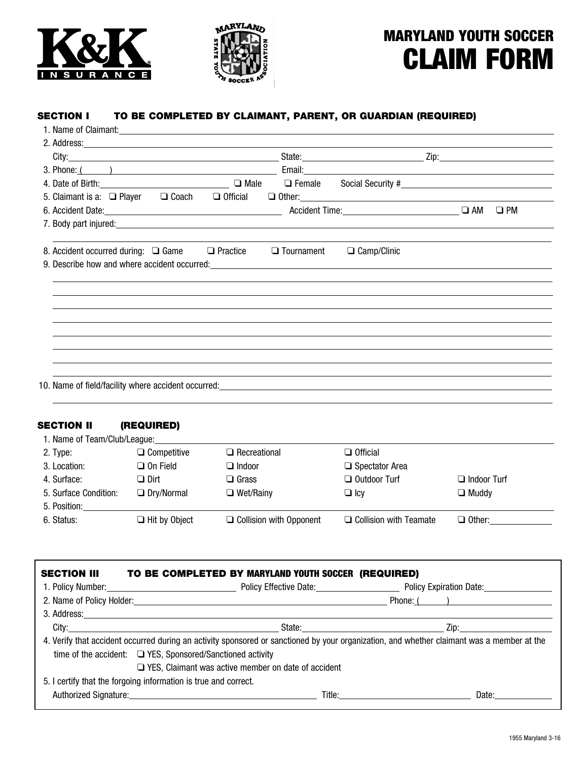# MARYLAND YOUTH SOCCER CLAIM FORM

## SECTION I TO BE COMPLETED BY CLAIMANT, PARENT, OR GUARDIAN (REQUIRED)

1. Name of Claimant: ____________________
2. Address: ____________________
   City: ____________________ State: ____________________ Zip: ____________________
3. Phone: ( ) ____________________ Email: ____________________
4. Date of Birth: ____________________ ❑ Male ❑ Female Social Security # ____________________
5. Claimant is a: ❑ Player ❑ Coach ❑ Official ❑ Other: ____________________
6. Accident Date: ____________________ Accident Time: ____________________ ❑ AM ❑ PM
7. Body part injured: ____________________
8. Accident occurred during: ❑ Game ❑ Practice ❑ Tournament ❑ Camp/Clinic
9. Describe how and where accident occurred: ____________________
10. Name of field/facility where accident occurred: ____________________

## SECTION II (REQUIRED)

1. Name of Team/Club/League: ____________________

| | | | | |
|---|---|---|---|---|
| 2. Type: | ❑ Competitive | ❑ Recreational | ❑ Official | |
| 3. Location: | ❑ On Field | ❑ Indoor | ❑ Spectator Area | |
| 4. Surface: | ❑ Dirt | ❑ Grass | ❑ Outdoor Turf | ❑ Indoor Turf |
| 5. Surface Condition: | ❑ Dry/Normal | ❑ Wet/Rainy | ❑ Icy | ❑ Muddy |

5. Position: ____________________

| | | | | |
|---|---|---|---|---|
| 6. Status: | ❑ Hit by Object | ❑ Collision with Opponent | ❑ Collision with Teamate | ❑ Other: ________ |

## SECTION III TO BE COMPLETED BY MARYLAND YOUTH SOCCER (REQUIRED)

1. Policy Number: ____________________ Policy Effective Date: ____________________ Policy Expiration Date: ____________________
2. Name of Policy Holder: ____________________ Phone: ( ) ____________________
3. Address: ____________________
   City: ____________________ State: ____________________ Zip: ____________________
4. Verify that accident occurred during an activity sponsored or sanctioned by your organization, and whether claimant was a member at the time of the accident: ❑ YES, Sponsored/Sanctioned activity
   ❑ YES, Claimant was active member on date of accident
5. I certify that the forgoing information is true and correct.
   Authorized Signature: ____________________ Title: ____________________ Date: ____________________

1955 Maryland 3-16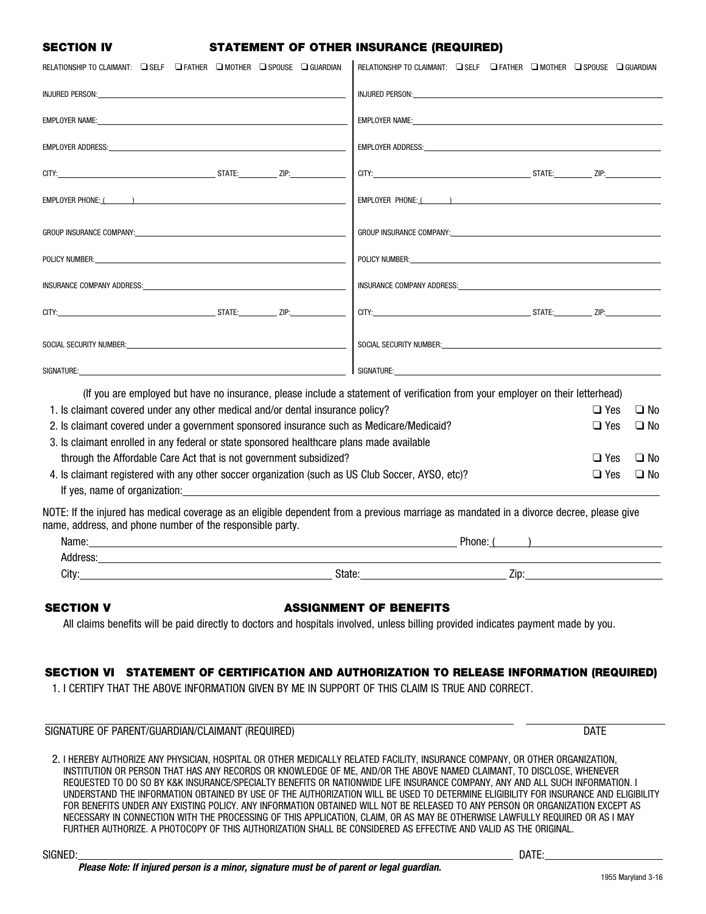## SECTION IV STATEMENT OF OTHER INSURANCE (REQUIRED)

| | |
|---|---|
| RELATIONSHIP TO CLAIMANT: ❑ SELF ❑ FATHER ❑ MOTHER ❑ SPOUSE ❑ GUARDIAN | RELATIONSHIP TO CLAIMANT: ❑ SELF ❑ FATHER ❑ MOTHER ❑ SPOUSE ❑ GUARDIAN |
| INJURED PERSON: | INJURED PERSON: |
| EMPLOYER NAME: | EMPLOYER NAME: |
| EMPLOYER ADDRESS: | EMPLOYER ADDRESS: |
| CITY: STATE: ZIP: | CITY: STATE: ZIP: |
| EMPLOYER PHONE: ( ) | EMPLOYER PHONE: ( ) |
| GROUP INSURANCE COMPANY: | GROUP INSURANCE COMPANY: |
| POLICY NUMBER: | POLICY NUMBER: |
| INSURANCE COMPANY ADDRESS: | INSURANCE COMPANY ADDRESS: |
| CITY: STATE: ZIP: | CITY: STATE: ZIP: |
| SOCIAL SECURITY NUMBER: | SOCIAL SECURITY NUMBER: |
| SIGNATURE: | SIGNATURE: |

(If you are employed but have no insurance, please include a statement of verification from your employer on their letterhead)

1. Is claimant covered under any other medical and/or dental insurance policy? ❑ Yes ❑ No
2. Is claimant covered under a government sponsored insurance such as Medicare/Medicaid? ❑ Yes ❑ No
3. Is claimant enrolled in any federal or state sponsored healthcare plans made available through the Affordable Care Act that is not government subsidized? ❑ Yes ❑ No
4. Is claimant registered with any other soccer organization (such as US Club Soccer, AYSO, etc)? ❑ Yes ❑ No
   If yes, name of organization: ____________________

NOTE: If the injured has medical coverage as an eligible dependent from a previous marriage as mandated in a divorce decree, please give name, address, and phone number of the responsible party.

Name: ____________________ Phone: ( ) ____________

Address: ____________________

City: ____________ State: ____________ Zip: ____________

## SECTION V ASSIGNMENT OF BENEFITS

All claims benefits will be paid directly to doctors and hospitals involved, unless billing provided indicates payment made by you.

## SECTION VI STATEMENT OF CERTIFICATION AND AUTHORIZATION TO RELEASE INFORMATION (REQUIRED)

1. I CERTIFY THAT THE ABOVE INFORMATION GIVEN BY ME IN SUPPORT OF THIS CLAIM IS TRUE AND CORRECT.

____________________ ____________

SIGNATURE OF PARENT/GUARDIAN/CLAIMANT (REQUIRED) DATE

2. I HEREBY AUTHORIZE ANY PHYSICIAN, HOSPITAL OR OTHER MEDICALLY RELATED FACILITY, INSURANCE COMPANY, OR OTHER ORGANIZATION, INSTITUTION OR PERSON THAT HAS ANY RECORDS OR KNOWLEDGE OF ME, AND/OR THE ABOVE NAMED CLAIMANT, TO DISCLOSE, WHENEVER REQUESTED TO DO SO BY K&K INSURANCE/SPECIALTY BENEFITS OR NATIONWIDE LIFE INSURANCE COMPANY, ANY AND ALL SUCH INFORMATION. I UNDERSTAND THE INFORMATION OBTAINED BY USE OF THE AUTHORIZATION WILL BE USED TO DETERMINE ELIGIBILITY FOR INSURANCE AND ELIGIBILITY FOR BENEFITS UNDER ANY EXISTING POLICY. ANY INFORMATION OBTAINED WILL NOT BE RELEASED TO ANY PERSON OR ORGANIZATION EXCEPT AS NECESSARY IN CONNECTION WITH THE PROCESSING OF THIS APPLICATION, CLAIM, OR AS MAY BE OTHERWISE LAWFULLY REQUIRED OR AS I MAY FURTHER AUTHORIZE. A PHOTOCOPY OF THIS AUTHORIZATION SHALL BE CONSIDERED AS EFFECTIVE AND VALID AS THE ORIGINAL.

SIGNED: ____________________ DATE: ____________

***Please Note: If injured person is a minor, signature must be of parent or legal guardian.***

1955 Maryland 3-16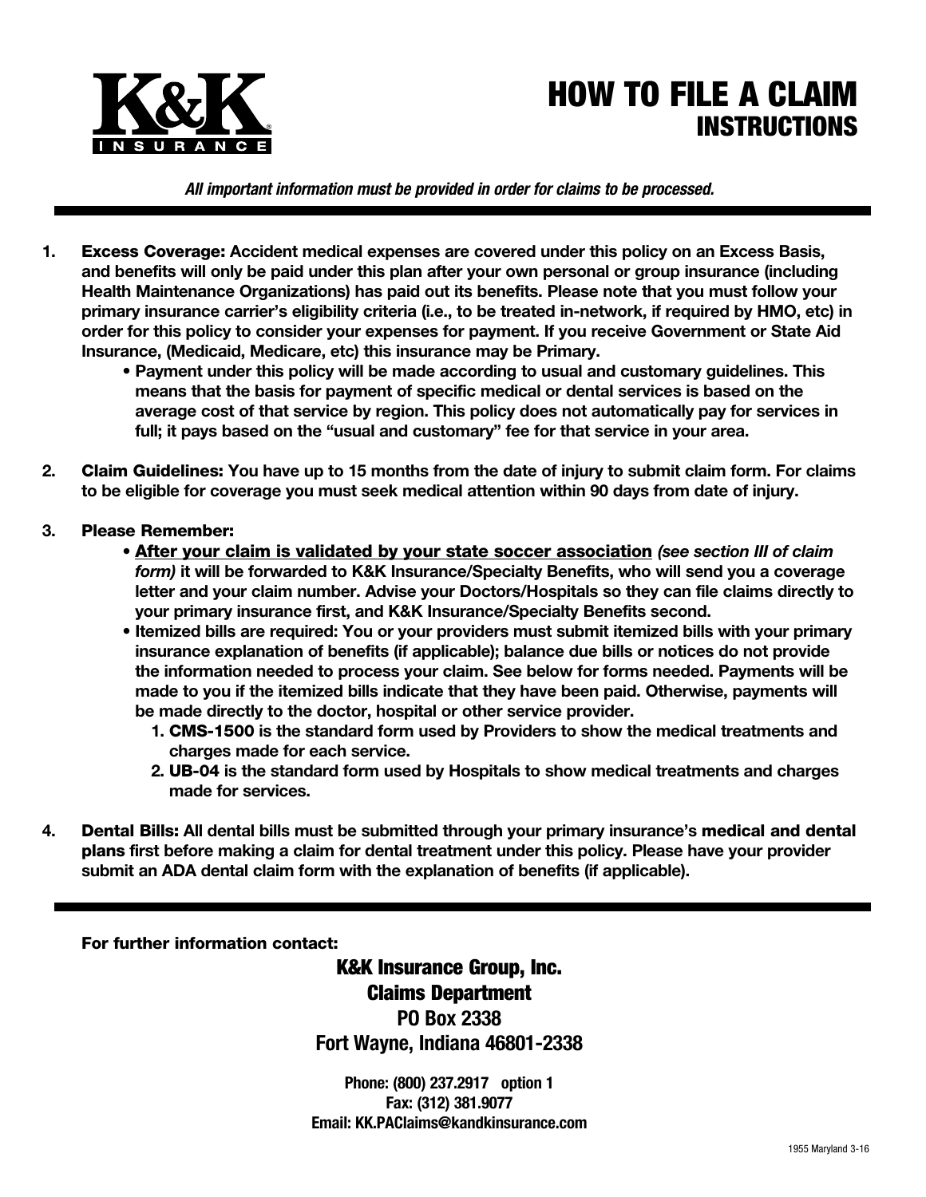# HOW TO FILE A CLAIM
## INSTRUCTIONS

*All important information must be provided in order for claims to be processed.*

1. **Excess Coverage:** Accident medical expenses are covered under this policy on an Excess Basis, and benefits will only be paid under this plan after your own personal or group insurance (including Health Maintenance Organizations) has paid out its benefits. Please note that you must follow your primary insurance carrier's eligibility criteria (i.e., to be treated in-network, if required by HMO, etc) in order for this policy to consider your expenses for payment. If you receive Government or State Aid Insurance, (Medicaid, Medicare, etc) this insurance may be Primary.
   - Payment under this policy will be made according to usual and customary guidelines. This means that the basis for payment of specific medical or dental services is based on the average cost of that service by region. This policy does not automatically pay for services in full; it pays based on the "usual and customary" fee for that service in your area.

2. **Claim Guidelines:** You have up to 15 months from the date of injury to submit claim form. For claims to be eligible for coverage you must seek medical attention within 90 days from date of injury.

3. **Please Remember:**
   - **After your claim is validated by your state soccer association** *(see section III of claim form)* it will be forwarded to K&K Insurance/Specialty Benefits, who will send you a coverage letter and your claim number. Advise your Doctors/Hospitals so they can file claims directly to your primary insurance first, and K&K Insurance/Specialty Benefits second.
   - Itemized bills are required: You or your providers must submit itemized bills with your primary insurance explanation of benefits (if applicable); balance due bills or notices do not provide the information needed to process your claim. See below for forms needed. Payments will be made to you if the itemized bills indicate that they have been paid. Otherwise, payments will be made directly to the doctor, hospital or other service provider.
     1. **CMS-1500** is the standard form used by Providers to show the medical treatments and charges made for each service.
     2. **UB-04** is the standard form used by Hospitals to show medical treatments and charges made for services.

4. **Dental Bills:** All dental bills must be submitted through your primary insurance's **medical and dental plans** first before making a claim for dental treatment under this policy. Please have your provider submit an ADA dental claim form with the explanation of benefits (if applicable).

---

**For further information contact:**

**K&K Insurance Group, Inc.**
**Claims Department**
**PO Box 2338**
**Fort Wayne, Indiana 46801-2338**

**Phone: (800) 237.2917 option 1**
**Fax: (312) 381.9077**
**Email: KK.PAClaims@kandkinsurance.com**

1955 Maryland 3-16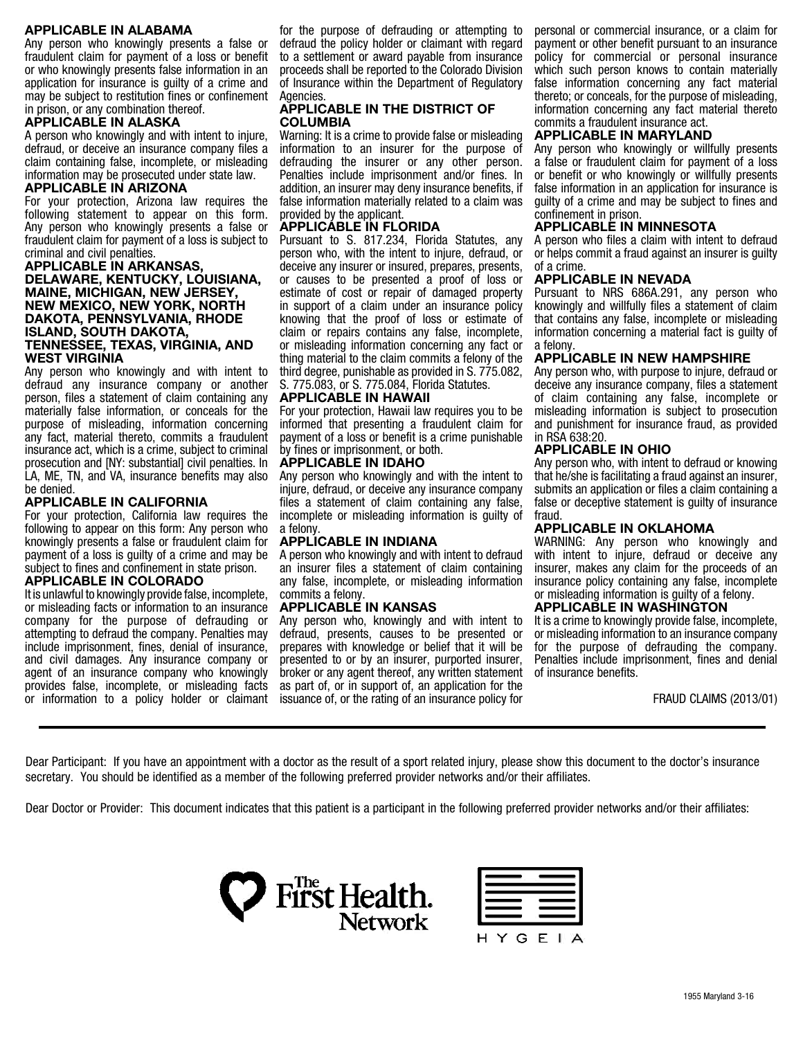### APPLICABLE IN ALABAMA

Any person who knowingly presents a false or fraudulent claim for payment of a loss or benefit or who knowingly presents false information in an application for insurance is guilty of a crime and may be subject to restitution fines or confinement in prison, or any combination thereof.

### APPLICABLE IN ALASKA

A person who knowingly and with intent to injure, defraud, or deceive an insurance company files a claim containing false, incomplete, or misleading information may be prosecuted under state law.

### APPLICABLE IN ARIZONA

For your protection, Arizona law requires the following statement to appear on this form. Any person who knowingly presents a false or fraudulent claim for payment of a loss is subject to criminal and civil penalties.

### APPLICABLE IN ARKANSAS, DELAWARE, KENTUCKY, LOUISIANA, MAINE, MICHIGAN, NEW JERSEY, NEW MEXICO, NEW YORK, NORTH DAKOTA, PENNSYLVANIA, RHODE ISLAND, SOUTH DAKOTA, TENNESSEE, TEXAS, VIRGINIA, AND WEST VIRGINIA

Any person who knowingly and with intent to defraud any insurance company or another person, files a statement of claim containing any materially false information, or conceals for the purpose of misleading, information concerning any fact, material thereto, commits a fraudulent insurance act, which is a crime, subject to criminal prosecution and [NY: substantial] civil penalties. In LA, ME, TN, and VA, insurance benefits may also be denied.

### APPLICABLE IN CALIFORNIA

For your protection, California law requires the following to appear on this form: Any person who knowingly presents a false or fraudulent claim for payment of a loss is guilty of a crime and may be subject to fines and confinement in state prison.

### APPLICABLE IN COLORADO

It is unlawful to knowingly provide false, incomplete, or misleading facts or information to an insurance company for the purpose of defrauding or attempting to defraud the company. Penalties may include imprisonment, fines, denial of insurance, and civil damages. Any insurance company or agent of an insurance company who knowingly provides false, incomplete, or misleading facts or information to a policy holder or claimant for the purpose of defrauding or attempting to defraud the policy holder or claimant with regard to a settlement or award payable from insurance proceeds shall be reported to the Colorado Division of Insurance within the Department of Regulatory Agencies.

### APPLICABLE IN THE DISTRICT OF COLUMBIA

Warning: It is a crime to provide false or misleading information to an insurer for the purpose of defrauding the insurer or any other person. Penalties include imprisonment and/or fines. In addition, an insurer may deny insurance benefits, if false information materially related to a claim was provided by the applicant.

### APPLICABLE IN FLORIDA

Pursuant to S. 817.234, Florida Statutes, any person who, with the intent to injure, defraud, or deceive any insurer or insured, prepares, presents, or causes to be presented a proof of loss or estimate of cost or repair of damaged property in support of a claim under an insurance policy knowing that the proof of loss or estimate of claim or repairs contains any false, incomplete, or misleading information concerning any fact or thing material to the claim commits a felony of the third degree, punishable as provided in S. 775.082, S. 775.083, or S. 775.084, Florida Statutes.

### APPLICABLE IN HAWAII

For your protection, Hawaii law requires you to be informed that presenting a fraudulent claim for payment of a loss or benefit is a crime punishable by fines or imprisonment, or both.

### APPLICABLE IN IDAHO

Any person who knowingly and with the intent to injure, defraud, or deceive any insurance company files a statement of claim containing any false, incomplete or misleading information is guilty of a felony.

### APPLICABLE IN INDIANA

A person who knowingly and with intent to defraud an insurer files a statement of claim containing any false, incomplete, or misleading information commits a felony.

### APPLICABLE IN KANSAS

Any person who, knowingly and with intent to defraud, presents, causes to be presented or prepares with knowledge or belief that it will be presented to or by an insurer, purported insurer, broker or any agent thereof, any written statement as part of, or in support of, an application for the issuance of, or the rating of an insurance policy for personal or commercial insurance, or a claim for payment or other benefit pursuant to an insurance policy for commercial or personal insurance which such person knows to contain materially false information concerning any fact material thereto; or conceals, for the purpose of misleading, information concerning any fact material thereto commits a fraudulent insurance act.

### APPLICABLE IN MARYLAND

Any person who knowingly or willfully presents a false or fraudulent claim for payment of a loss or benefit or who knowingly or willfully presents false information in an application for insurance is guilty of a crime and may be subject to fines and confinement in prison.

### APPLICABLE IN MINNESOTA

A person who files a claim with intent to defraud or helps commit a fraud against an insurer is guilty of a crime.

### APPLICABLE IN NEVADA

Pursuant to NRS 686A.291, any person who knowingly and willfully files a statement of claim that contains any false, incomplete or misleading information concerning a material fact is guilty of a felony.

### APPLICABLE IN NEW HAMPSHIRE

Any person who, with purpose to injure, defraud or deceive any insurance company, files a statement of claim containing any false, incomplete or misleading information is subject to prosecution and punishment for insurance fraud, as provided in RSA 638:20.

### APPLICABLE IN OHIO

Any person who, with intent to defraud or knowing that he/she is facilitating a fraud against an insurer, submits an application or files a claim containing a false or deceptive statement is guilty of insurance fraud.

### APPLICABLE IN OKLAHOMA

WARNING: Any person who knowingly and with intent to injure, defraud or deceive any insurer, makes any claim for the proceeds of an insurance policy containing any false, incomplete or misleading information is guilty of a felony.

### APPLICABLE IN WASHINGTON

It is a crime to knowingly provide false, incomplete, or misleading information to an insurance company for the purpose of defrauding the company. Penalties include imprisonment, fines and denial of insurance benefits.

FRAUD CLAIMS (2013/01)

---

Dear Participant: If you have an appointment with a doctor as the result of a sport related injury, please show this document to the doctor's insurance secretary. You should be identified as a member of the following preferred provider networks and/or their affiliates.

Dear Doctor or Provider: This document indicates that this patient is a participant in the following preferred provider networks and/or their affiliates:

The First Health. Network

HYGEIA

1955 Maryland 3-16